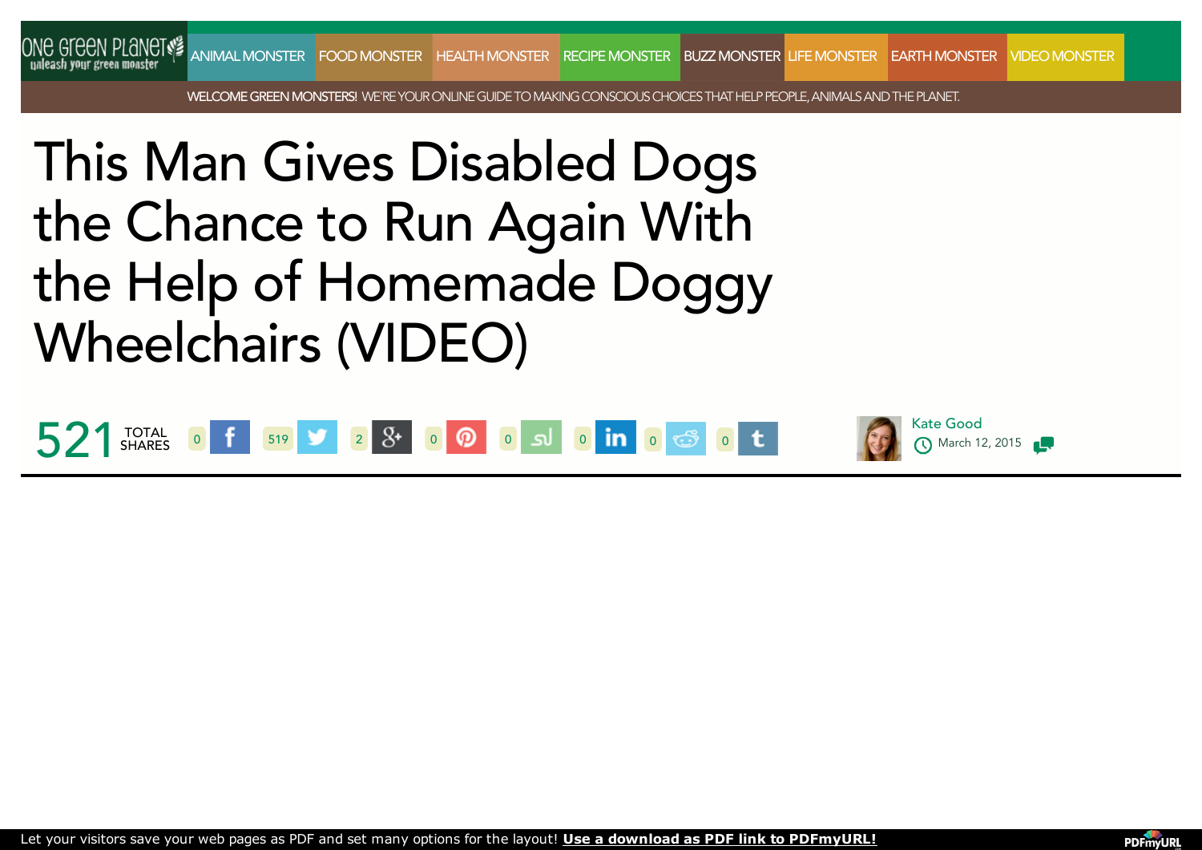ONE GREEN PLANET
unleash your green monster

ANIMAL MONSTER FOOD MONSTER HEALTH MONSTER RECIPE MONSTER BUZZ MONSTER LIFE MONSTER EARTH MONSTER VIDEO MONSTER

WELCOME GREEN MONSTERS! WE'RE YOUR ONLINE GUIDE TO MAKING CONSCIOUS CHOICES THAT HELP PEOPLE, ANIMALS AND THE PLANET.

# This Man Gives Disabled Dogs the Chance to Run Again With the Help of Homemade Doggy Wheelchairs (VIDEO)

521 TOTAL SHARES 0 519 2 0 0 0 0 0

Kate Good
March 12, 2015

Let your visitors save your web pages as PDF and set many options for the layout! **Use a download as PDF link to PDFmyURL!**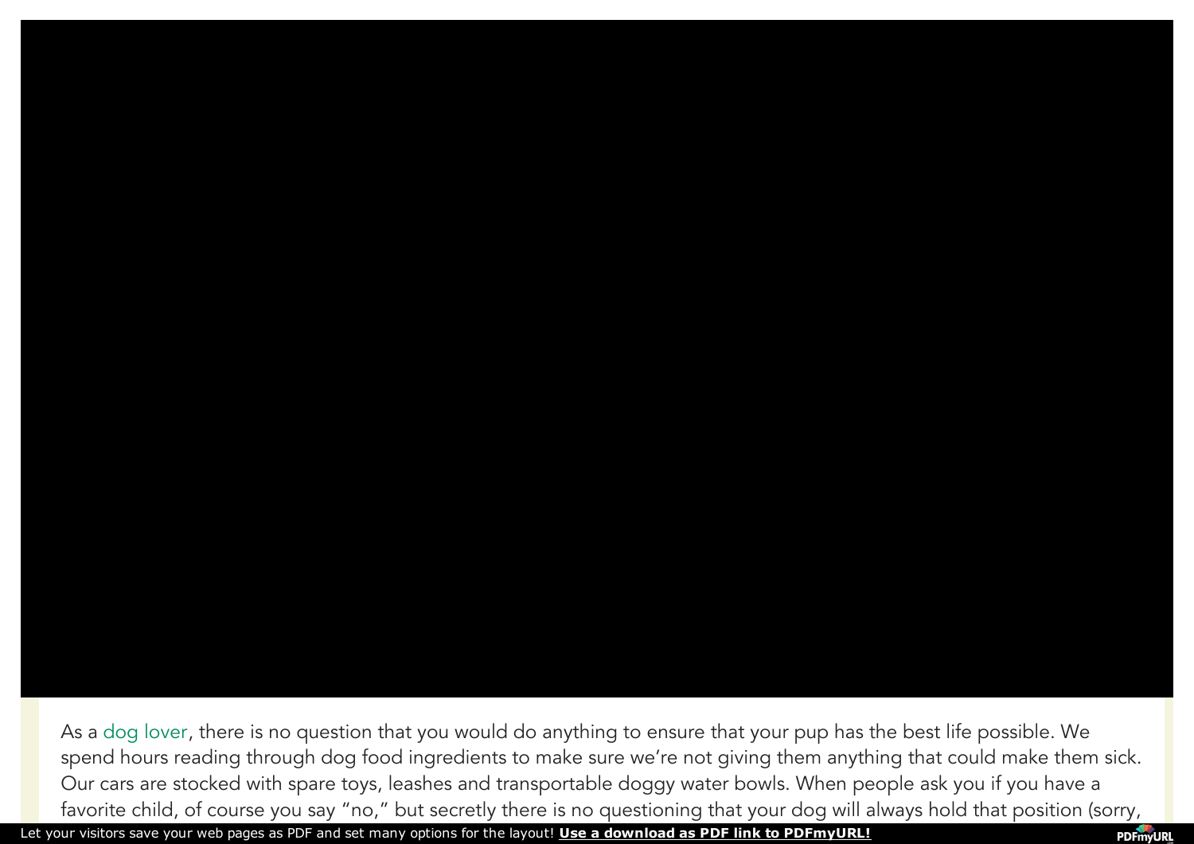As a dog lover, there is no question that you would do anything to ensure that your pup has the best life possible. We spend hours reading through dog food ingredients to make sure we're not giving them anything that could make them sick. Our cars are stocked with spare toys, leashes and transportable doggy water bowls. When people ask you if you have a favorite child, of course you say "no," but secretly there is no questioning that your dog will always hold that position (sorry,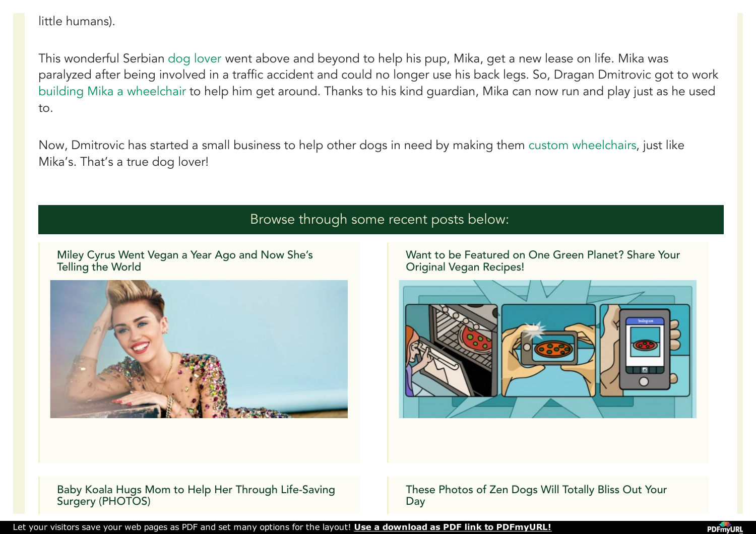little humans).

This wonderful Serbian dog lover went above and beyond to help his pup, Mika, get a new lease on life. Mika was paralyzed after being involved in a traffic accident and could no longer use his back legs. So, Dragan Dmitrovic got to work building Mika a wheelchair to help him get around. Thanks to his kind guardian, Mika can now run and play just as he used to.

Now, Dmitrovic has started a small business to help other dogs in need by making them custom wheelchairs, just like Mika's. That's a true dog lover!

## Browse through some recent posts below:

### Miley Cyrus Went Vegan a Year Ago and Now She's Telling the World

### Want to be Featured on One Green Planet? Share Your Original Vegan Recipes!

### Baby Koala Hugs Mom to Help Her Through Life-Saving Surgery (PHOTOS)

### These Photos of Zen Dogs Will Totally Bliss Out Your Day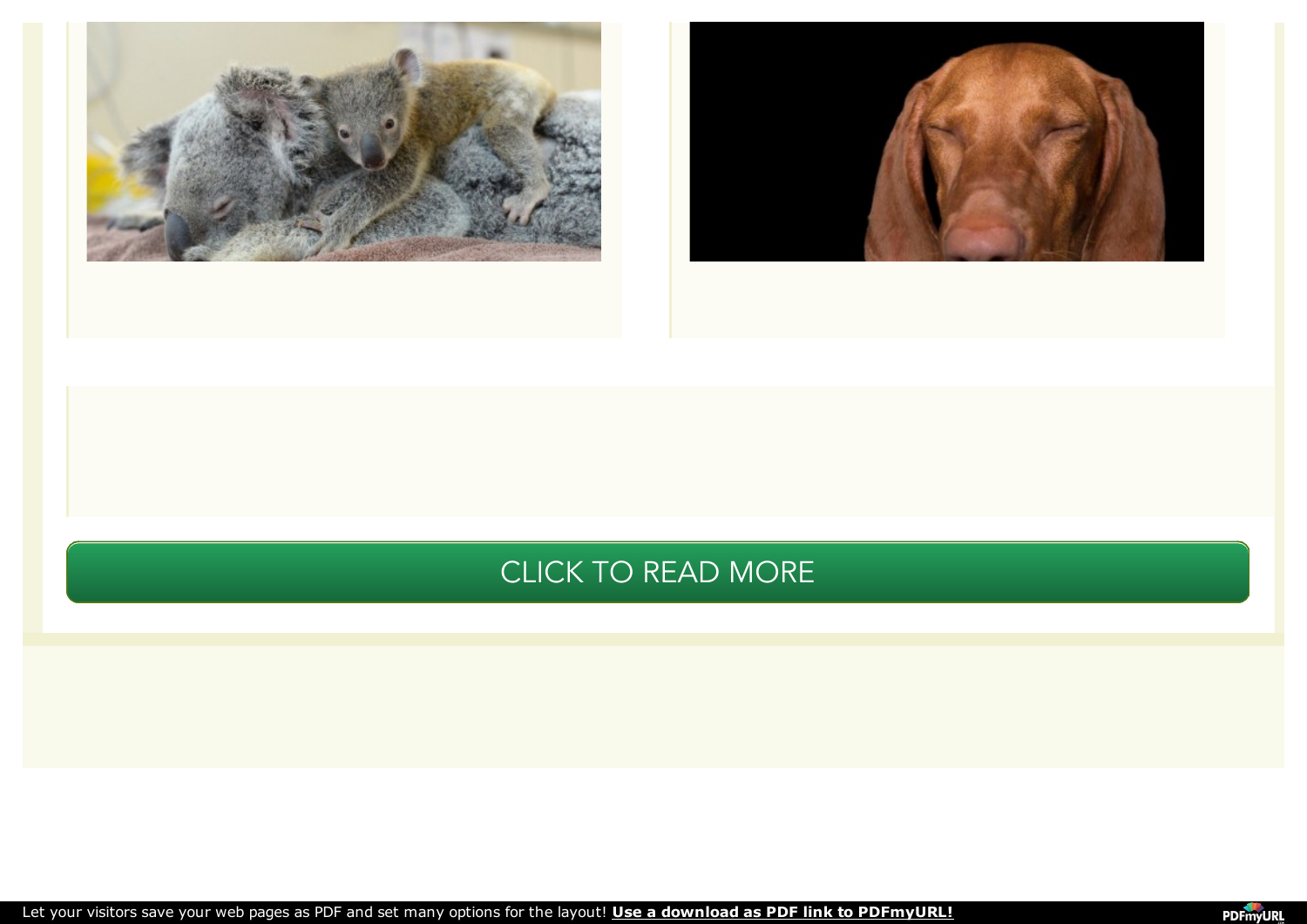CLICK TO READ MORE